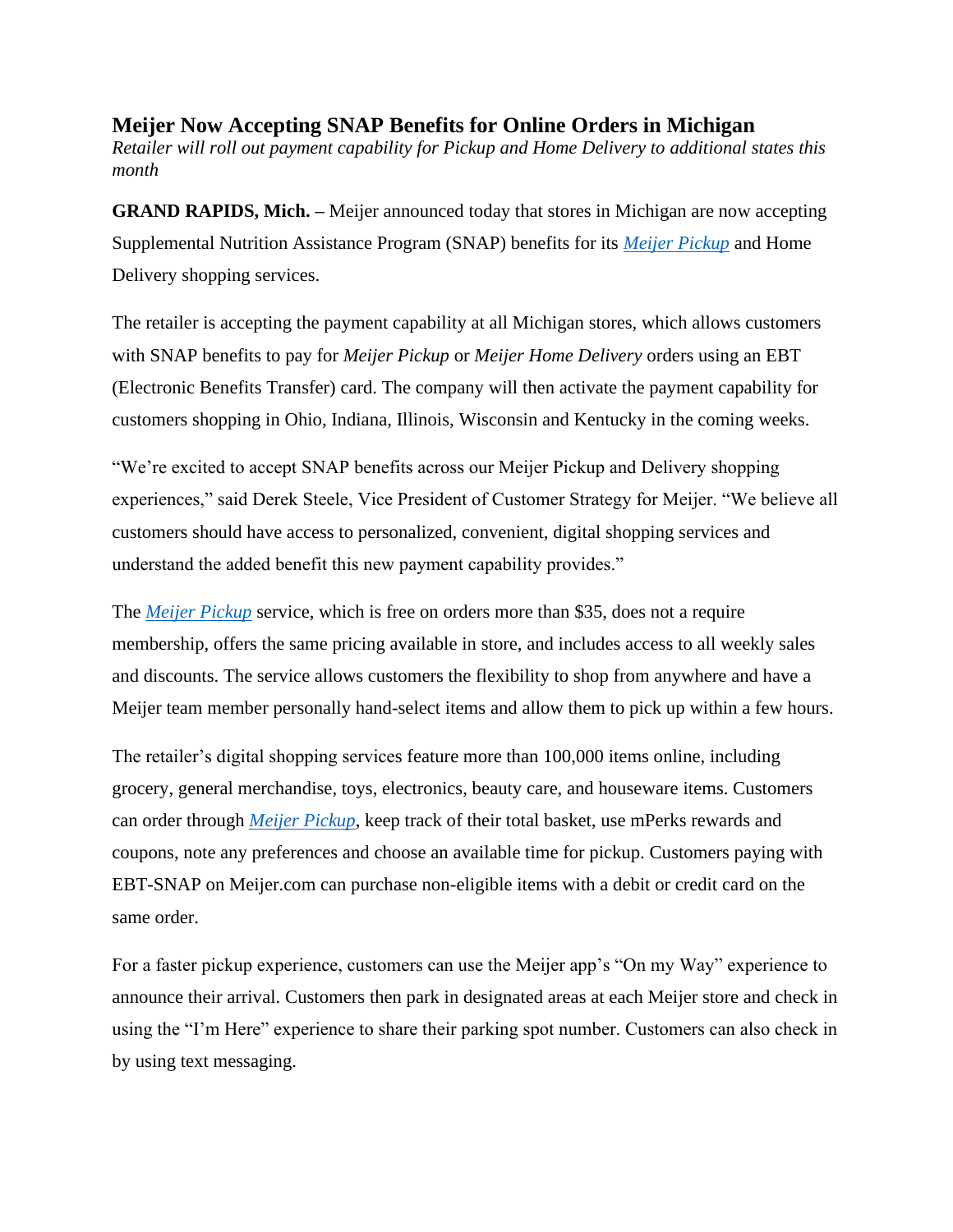# Meijer Now Accepting SNAP Benefits for Online Orders in Michigan

*Retailer will roll out payment capability for Pickup and Home Delivery to additional states this month*

**GRAND RAPIDS, Mich. –** Meijer announced today that stores in Michigan are now accepting Supplemental Nutrition Assistance Program (SNAP) benefits for its *Meijer Pickup* and Home Delivery shopping services.

The retailer is accepting the payment capability at all Michigan stores, which allows customers with SNAP benefits to pay for *Meijer Pickup* or *Meijer Home Delivery* orders using an EBT (Electronic Benefits Transfer) card. The company will then activate the payment capability for customers shopping in Ohio, Indiana, Illinois, Wisconsin and Kentucky in the coming weeks.

"We're excited to accept SNAP benefits across our Meijer Pickup and Delivery shopping experiences," said Derek Steele, Vice President of Customer Strategy for Meijer. "We believe all customers should have access to personalized, convenient, digital shopping services and understand the added benefit this new payment capability provides."

The *Meijer Pickup* service, which is free on orders more than $35, does not a require membership, offers the same pricing available in store, and includes access to all weekly sales and discounts. The service allows customers the flexibility to shop from anywhere and have a Meijer team member personally hand-select items and allow them to pick up within a few hours.

The retailer's digital shopping services feature more than 100,000 items online, including grocery, general merchandise, toys, electronics, beauty care, and houseware items. Customers can order through *Meijer Pickup*, keep track of their total basket, use mPerks rewards and coupons, note any preferences and choose an available time for pickup. Customers paying with EBT-SNAP on Meijer.com can purchase non-eligible items with a debit or credit card on the same order.

For a faster pickup experience, customers can use the Meijer app's "On my Way" experience to announce their arrival. Customers then park in designated areas at each Meijer store and check in using the "I'm Here" experience to share their parking spot number. Customers can also check in by using text messaging.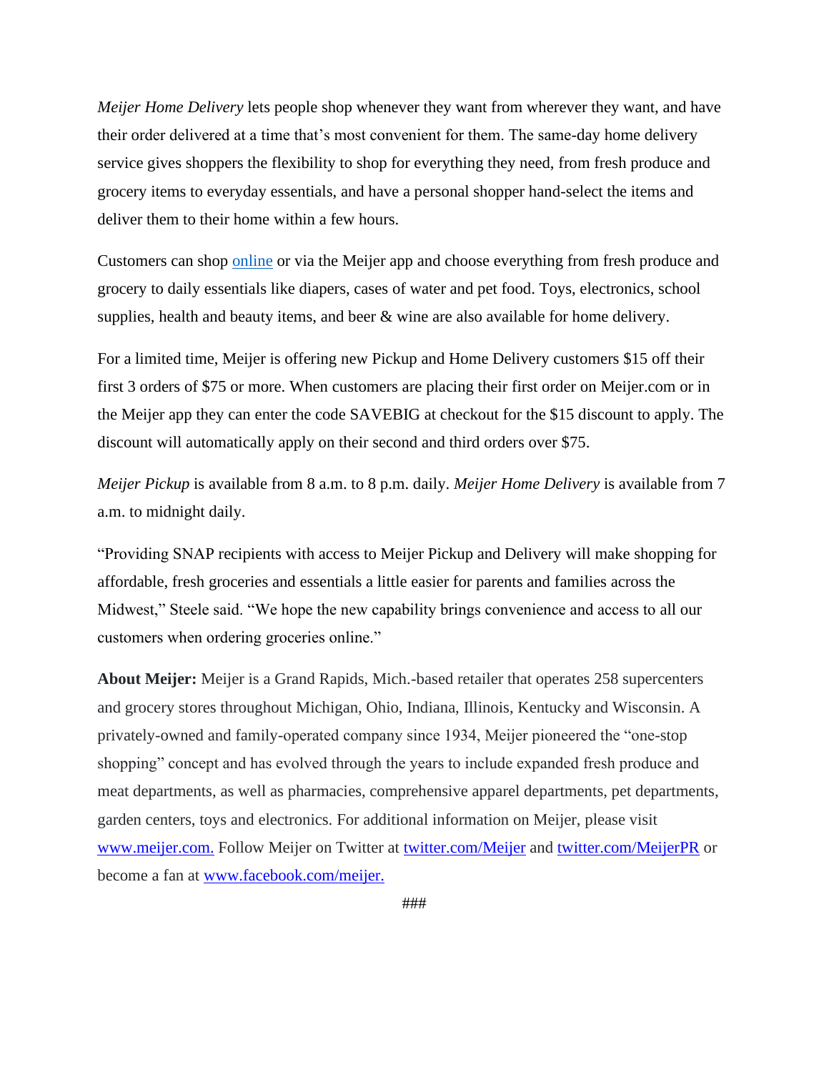*Meijer Home Delivery* lets people shop whenever they want from wherever they want, and have their order delivered at a time that's most convenient for them. The same-day home delivery service gives shoppers the flexibility to shop for everything they need, from fresh produce and grocery items to everyday essentials, and have a personal shopper hand-select the items and deliver them to their home within a few hours.

Customers can shop [online](#) or via the Meijer app and choose everything from fresh produce and grocery to daily essentials like diapers, cases of water and pet food. Toys, electronics, school supplies, health and beauty items, and beer & wine are also available for home delivery.

For a limited time, Meijer is offering new Pickup and Home Delivery customers $15 off their first 3 orders of $75 or more. When customers are placing their first order on Meijer.com or in the Meijer app they can enter the code SAVEBIG at checkout for the $15 discount to apply. The discount will automatically apply on their second and third orders over $75.

*Meijer Pickup* is available from 8 a.m. to 8 p.m. daily. *Meijer Home Delivery* is available from 7 a.m. to midnight daily.

"Providing SNAP recipients with access to Meijer Pickup and Delivery will make shopping for affordable, fresh groceries and essentials a little easier for parents and families across the Midwest," Steele said. "We hope the new capability brings convenience and access to all our customers when ordering groceries online."

**About Meijer:** Meijer is a Grand Rapids, Mich.-based retailer that operates 258 supercenters and grocery stores throughout Michigan, Ohio, Indiana, Illinois, Kentucky and Wisconsin. A privately-owned and family-operated company since 1934, Meijer pioneered the "one-stop shopping" concept and has evolved through the years to include expanded fresh produce and meat departments, as well as pharmacies, comprehensive apparel departments, pet departments, garden centers, toys and electronics. For additional information on Meijer, please visit [www.meijer.com.](http://www.meijer.com) Follow Meijer on Twitter at [twitter.com/Meijer](https://twitter.com/Meijer) and [twitter.com/MeijerPR](https://twitter.com/MeijerPR) or become a fan at [www.facebook.com/meijer.](http://www.facebook.com/meijer)

###